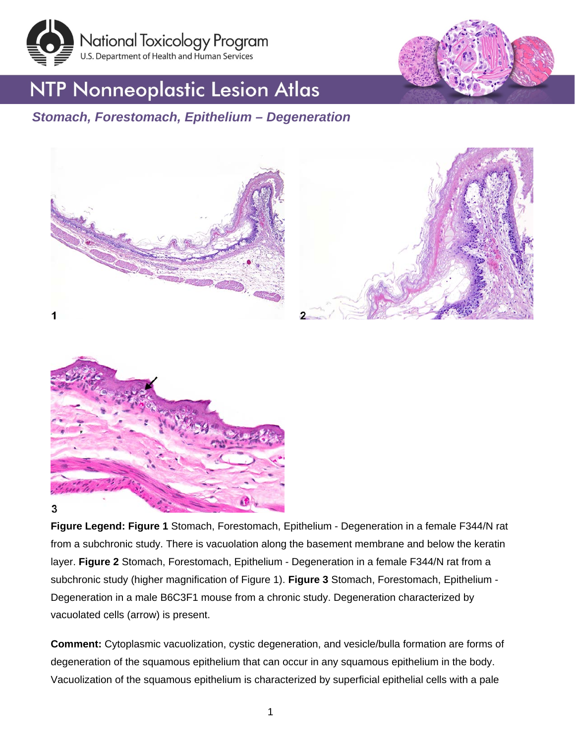# NTP Nonneoplastic Lesion Atlas

## *Stomach, Forestomach, Epithelium – Degeneration*

**Figure Legend: Figure 1** Stomach, Forestomach, Epithelium - Degeneration in a female F344/N rat from a subchronic study. There is vacuolation along the basement membrane and below the keratin layer. **Figure 2** Stomach, Forestomach, Epithelium - Degeneration in a female F344/N rat from a subchronic study (higher magnification of Figure 1). **Figure 3** Stomach, Forestomach, Epithelium - Degeneration in a male B6C3F1 mouse from a chronic study. Degeneration characterized by vacuolated cells (arrow) is present.

**Comment:** Cytoplasmic vacuolization, cystic degeneration, and vesicle/bulla formation are forms of degeneration of the squamous epithelium that can occur in any squamous epithelium in the body. Vacuolization of the squamous epithelium is characterized by superficial epithelial cells with a pale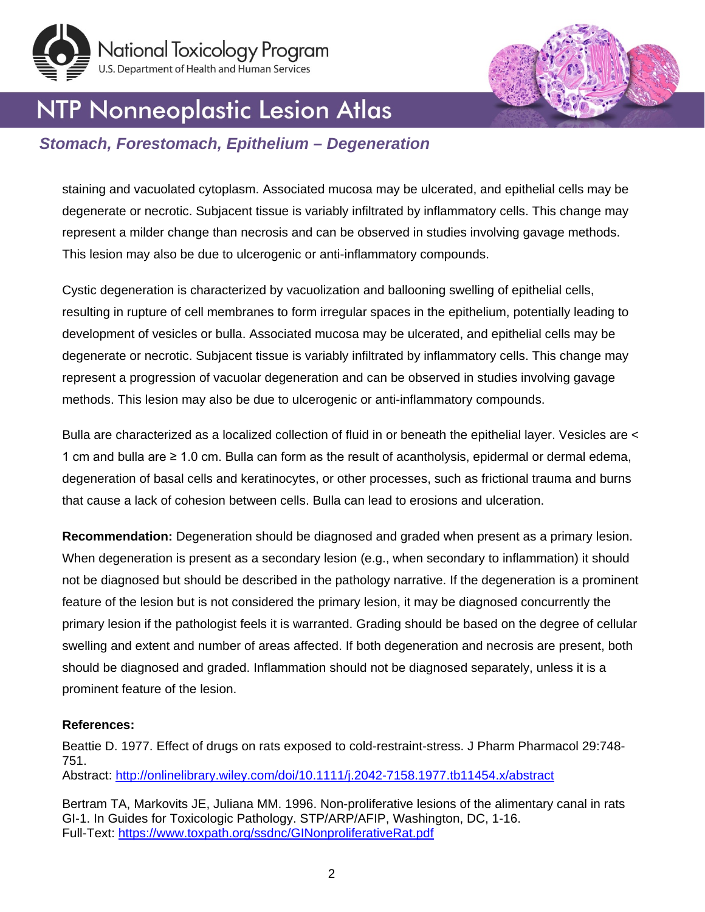staining and vacuolated cytoplasm. Associated mucosa may be ulcerated, and epithelial cells may be degenerate or necrotic. Subjacent tissue is variably infiltrated by inflammatory cells. This change may represent a milder change than necrosis and can be observed in studies involving gavage methods. This lesion may also be due to ulcerogenic or anti-inflammatory compounds.

Cystic degeneration is characterized by vacuolization and ballooning swelling of epithelial cells, resulting in rupture of cell membranes to form irregular spaces in the epithelium, potentially leading to development of vesicles or bulla. Associated mucosa may be ulcerated, and epithelial cells may be degenerate or necrotic. Subjacent tissue is variably infiltrated by inflammatory cells. This change may represent a progression of vacuolar degeneration and can be observed in studies involving gavage methods. This lesion may also be due to ulcerogenic or anti-inflammatory compounds.

Bulla are characterized as a localized collection of fluid in or beneath the epithelial layer. Vesicles are < 1 cm and bulla are ≥ 1.0 cm. Bulla can form as the result of acantholysis, epidermal or dermal edema, degeneration of basal cells and keratinocytes, or other processes, such as frictional trauma and burns that cause a lack of cohesion between cells. Bulla can lead to erosions and ulceration.

**Recommendation:** Degeneration should be diagnosed and graded when present as a primary lesion. When degeneration is present as a secondary lesion (e.g., when secondary to inflammation) it should not be diagnosed but should be described in the pathology narrative. If the degeneration is a prominent feature of the lesion but is not considered the primary lesion, it may be diagnosed concurrently the primary lesion if the pathologist feels it is warranted. Grading should be based on the degree of cellular swelling and extent and number of areas affected. If both degeneration and necrosis are present, both should be diagnosed and graded. Inflammation should not be diagnosed separately, unless it is a prominent feature of the lesion.

**References:**

Beattie D. 1977. Effect of drugs on rats exposed to cold-restraint-stress. J Pharm Pharmacol 29:748-751.
Abstract: http://onlinelibrary.wiley.com/doi/10.1111/j.2042-7158.1977.tb11454.x/abstract

Bertram TA, Markovits JE, Juliana MM. 1996. Non-proliferative lesions of the alimentary canal in rats GI-1. In Guides for Toxicologic Pathology. STP/ARP/AFIP, Washington, DC, 1-16.
Full-Text: https://www.toxpath.org/ssdnc/GINonproliferativeRat.pdf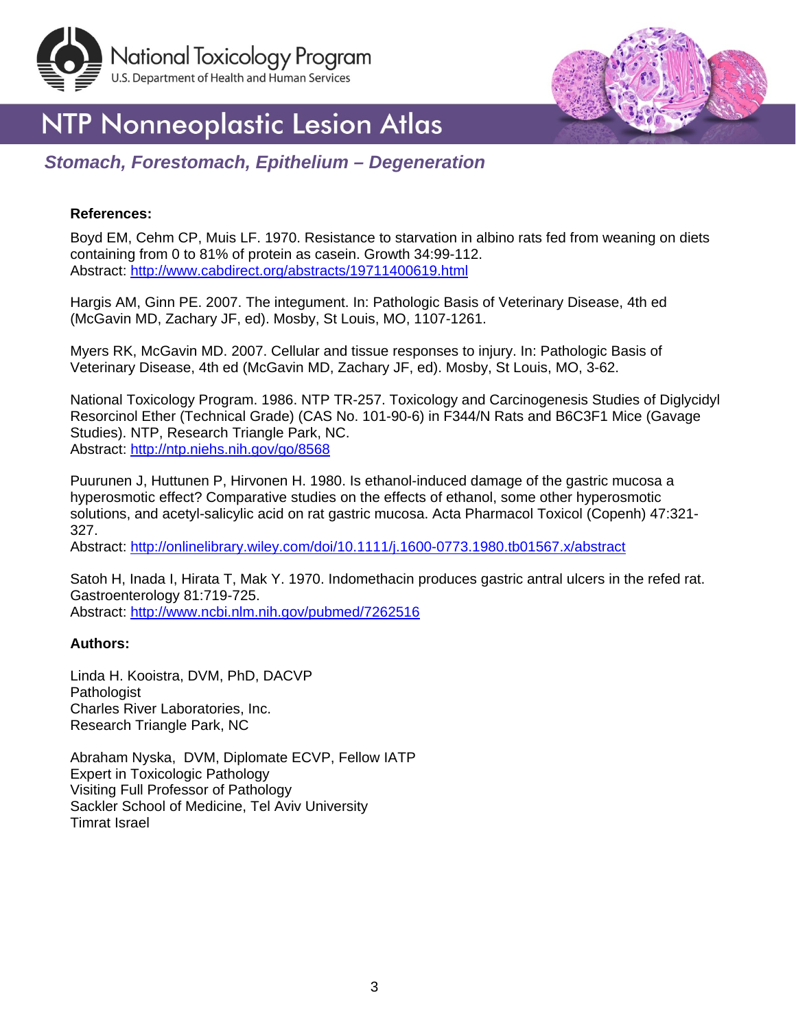# NTP Nonneoplastic Lesion Atlas

## *Stomach, Forestomach, Epithelium – Degeneration*

**References:**

Boyd EM, Cehm CP, Muis LF. 1970. Resistance to starvation in albino rats fed from weaning on diets containing from 0 to 81% of protein as casein. Growth 34:99-112.
Abstract: http://www.cabdirect.org/abstracts/19711400619.html

Hargis AM, Ginn PE. 2007. The integument. In: Pathologic Basis of Veterinary Disease, 4th ed (McGavin MD, Zachary JF, ed). Mosby, St Louis, MO, 1107-1261.

Myers RK, McGavin MD. 2007. Cellular and tissue responses to injury. In: Pathologic Basis of Veterinary Disease, 4th ed (McGavin MD, Zachary JF, ed). Mosby, St Louis, MO, 3-62.

National Toxicology Program. 1986. NTP TR-257. Toxicology and Carcinogenesis Studies of Diglycidyl Resorcinol Ether (Technical Grade) (CAS No. 101-90-6) in F344/N Rats and B6C3F1 Mice (Gavage Studies). NTP, Research Triangle Park, NC.
Abstract: http://ntp.niehs.nih.gov/go/8568

Puurunen J, Huttunen P, Hirvonen H. 1980. Is ethanol-induced damage of the gastric mucosa a hyperosmotic effect? Comparative studies on the effects of ethanol, some other hyperosmotic solutions, and acetyl-salicylic acid on rat gastric mucosa. Acta Pharmacol Toxicol (Copenh) 47:321-327.
Abstract: http://onlinelibrary.wiley.com/doi/10.1111/j.1600-0773.1980.tb01567.x/abstract

Satoh H, Inada I, Hirata T, Mak Y. 1970. Indomethacin produces gastric antral ulcers in the refed rat. Gastroenterology 81:719-725.
Abstract: http://www.ncbi.nlm.nih.gov/pubmed/7262516

**Authors:**

Linda H. Kooistra, DVM, PhD, DACVP
Pathologist
Charles River Laboratories, Inc.
Research Triangle Park, NC

Abraham Nyska, DVM, Diplomate ECVP, Fellow IATP
Expert in Toxicologic Pathology
Visiting Full Professor of Pathology
Sackler School of Medicine, Tel Aviv University
Timrat Israel